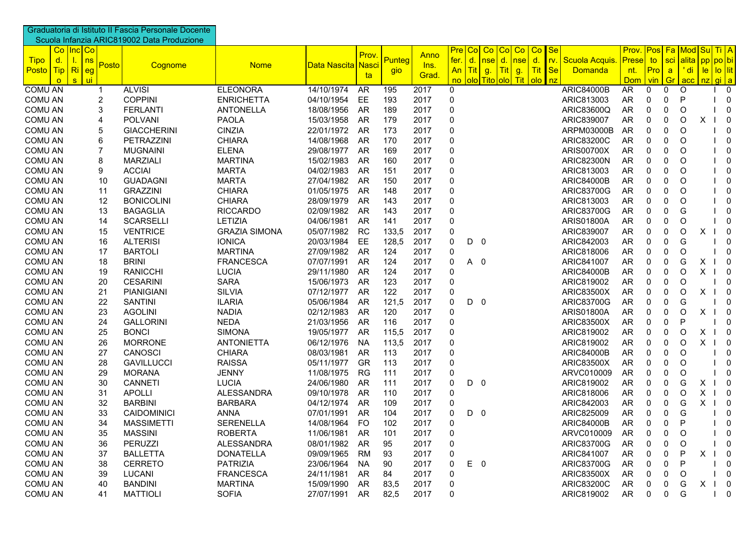Graduatoria di Istituto II Fascia Personale Docente
Scuola Infanzia ARIC819002 Data Produzione

| Tipo Posto | Cod. Tipo | Incl. Ris | Cons eg ui | Posto | Cognome | Nome | Data Nascita | Prov. Nascita | Punteggio | Anno Ins. Grad. | Pref. An no | Cod. Titolo | Conseg. Titolo | Cod. Titolo | Conseg. Titolo | Cod. Titolo | Serv. Senz | Scuola Acquis. Domanda | Prov. Present. Dom | Posto Pro vin | Fascia Gr | Modalita 'di acc | Suppl. nz | Titolo gi | Abilit a |
|---|---|---|---|---|---|---|---|---|---|---|---|---|---|---|---|---|---|---|---|---|---|---|---|---|---|
| COMU | AN | | | 1 | ALVISI | ELEONORA | 14/10/1974 | AR | 195 | 2017 | 0 | | | | | | | ARIC84000B | AR | 0 | 0 | O | | I | 0 |
| COMU | AN | | | 2 | COPPINI | ENRICHETTA | 04/10/1954 | EE | 193 | 2017 | 0 | | | | | | | ARIC813003 | AR | 0 | 0 | P | | I | 0 |
| COMU | AN | | | 3 | FERLANTI | ANTONELLA | 18/08/1956 | AR | 189 | 2017 | 0 | | | | | | | ARIC83600Q | AR | 0 | 0 | O | | I | 0 |
| COMU | AN | | | 4 | POLVANI | PAOLA | 15/03/1958 | AR | 179 | 2017 | 0 | | | | | | | ARIC839007 | AR | 0 | 0 | O | X | I | 0 |
| COMU | AN | | | 5 | GIACCHERINI | CINZIA | 22/01/1972 | AR | 173 | 2017 | 0 | | | | | | | ARPM03000B | AR | 0 | 0 | O | | I | 0 |
| COMU | AN | | | 6 | PETRAZZINI | CHIARA | 14/08/1968 | AR | 170 | 2017 | 0 | | | | | | | ARIC83200C | AR | 0 | 0 | O | | I | 0 |
| COMU | AN | | | 7 | MUGNAINI | ELENA | 29/08/1977 | AR | 169 | 2017 | 0 | | | | | | | ARIS00700X | AR | 0 | 0 | O | | I | 0 |
| COMU | AN | | | 8 | MARZIALI | MARTINA | 15/02/1983 | AR | 160 | 2017 | 0 | | | | | | | ARIC82300N | AR | 0 | 0 | O | | I | 0 |
| COMU | AN | | | 9 | ACCIAI | MARTA | 04/02/1983 | AR | 151 | 2017 | 0 | | | | | | | ARIC813003 | AR | 0 | 0 | O | | I | 0 |
| COMU | AN | | | 10 | GUADAGNI | MARTA | 27/04/1982 | AR | 150 | 2017 | 0 | | | | | | | ARIC84000B | AR | 0 | 0 | O | | I | 0 |
| COMU | AN | | | 11 | GRAZZINI | CHIARA | 01/05/1975 | AR | 148 | 2017 | 0 | | | | | | | ARIC83700G | AR | 0 | 0 | O | | I | 0 |
| COMU | AN | | | 12 | BONICOLINI | CHIARA | 28/09/1979 | AR | 143 | 2017 | 0 | | | | | | | ARIC813003 | AR | 0 | 0 | O | | I | 0 |
| COMU | AN | | | 13 | BAGAGLIA | RICCARDO | 02/09/1982 | AR | 143 | 2017 | 0 | | | | | | | ARIC83700G | AR | 0 | 0 | G | | I | 0 |
| COMU | AN | | | 14 | SCARSELLI | LETIZIA | 04/06/1981 | AR | 141 | 2017 | 0 | | | | | | | ARIS01800A | AR | 0 | 0 | O | | I | 0 |
| COMU | AN | | | 15 | VENTRICE | GRAZIA SIMONA | 05/07/1982 | RC | 133,5 | 2017 | 0 | | | | | | | ARIC839007 | AR | 0 | 0 | O | X | I | 0 |
| COMU | AN | | | 16 | ALTERISI | IONICA | 20/03/1984 | EE | 128,5 | 2017 | 0 | D | 0 | | | | | ARIC842003 | AR | 0 | 0 | G | | I | 0 |
| COMU | AN | | | 17 | BARTOLI | MARTINA | 27/09/1982 | AR | 124 | 2017 | 0 | | | | | | | ARIC818006 | AR | 0 | 0 | O | | I | 0 |
| COMU | AN | | | 18 | BRINI | FRANCESCA | 07/07/1991 | AR | 124 | 2017 | 0 | A | 0 | | | | | ARIC841007 | AR | 0 | 0 | G | X | I | 0 |
| COMU | AN | | | 19 | RANICCHI | LUCIA | 29/11/1980 | AR | 124 | 2017 | 0 | | | | | | | ARIC84000B | AR | 0 | 0 | O | X | I | 0 |
| COMU | AN | | | 20 | CESARINI | SARA | 15/06/1973 | AR | 123 | 2017 | 0 | | | | | | | ARIC819002 | AR | 0 | 0 | O | | I | 0 |
| COMU | AN | | | 21 | PIANIGIANI | SILVIA | 07/12/1977 | AR | 122 | 2017 | 0 | | | | | | | ARIC83500X | AR | 0 | 0 | O | X | I | 0 |
| COMU | AN | | | 22 | SANTINI | ILARIA | 05/06/1984 | AR | 121,5 | 2017 | 0 | D | 0 | | | | | ARIC83700G | AR | 0 | 0 | G | | I | 0 |
| COMU | AN | | | 23 | AGOLINI | NADIA | 02/12/1983 | AR | 120 | 2017 | 0 | | | | | | | ARIS01800A | AR | 0 | 0 | O | X | I | 0 |
| COMU | AN | | | 24 | GALLORINI | NEDA | 21/03/1956 | AR | 116 | 2017 | 0 | | | | | | | ARIC83500X | AR | 0 | 0 | P | | I | 0 |
| COMU | AN | | | 25 | BONCI | SIMONA | 19/05/1977 | AR | 115,5 | 2017 | 0 | | | | | | | ARIC819002 | AR | 0 | 0 | O | X | I | 0 |
| COMU | AN | | | 26 | MORRONE | ANTONIETTA | 06/12/1976 | NA | 113,5 | 2017 | 0 | | | | | | | ARIC819002 | AR | 0 | 0 | O | X | I | 0 |
| COMU | AN | | | 27 | CANOSCI | CHIARA | 08/03/1981 | AR | 113 | 2017 | 0 | | | | | | | ARIC84000B | AR | 0 | 0 | O | | I | 0 |
| COMU | AN | | | 28 | GAVILLUCCI | RAISSA | 05/11/1977 | GR | 113 | 2017 | 0 | | | | | | | ARIC83500X | AR | 0 | 0 | O | | I | 0 |
| COMU | AN | | | 29 | MORANA | JENNY | 11/08/1975 | RG | 111 | 2017 | 0 | | | | | | | ARVC010009 | AR | 0 | 0 | O | | I | 0 |
| COMU | AN | | | 30 | CANNETI | LUCIA | 24/06/1980 | AR | 111 | 2017 | 0 | D | 0 | | | | | ARIC819002 | AR | 0 | 0 | G | X | I | 0 |
| COMU | AN | | | 31 | APOLLI | ALESSANDRA | 09/10/1978 | AR | 110 | 2017 | 0 | | | | | | | ARIC818006 | AR | 0 | 0 | O | X | I | 0 |
| COMU | AN | | | 32 | BARBINI | BARBARA | 04/12/1974 | AR | 109 | 2017 | 0 | | | | | | | ARIC842003 | AR | 0 | 0 | G | X | I | 0 |
| COMU | AN | | | 33 | CAIDOMINICI | ANNA | 07/01/1991 | AR | 104 | 2017 | 0 | D | 0 | | | | | ARIC825009 | AR | 0 | 0 | G | | I | 0 |
| COMU | AN | | | 34 | MASSIMETTI | SERENELLA | 14/08/1964 | FO | 102 | 2017 | 0 | | | | | | | ARIC84000B | AR | 0 | 0 | P | | I | 0 |
| COMU | AN | | | 35 | MASSINI | ROBERTA | 11/06/1981 | AR | 101 | 2017 | 0 | | | | | | | ARVC010009 | AR | 0 | 0 | O | | I | 0 |
| COMU | AN | | | 36 | PERUZZI | ALESSANDRA | 08/01/1982 | AR | 95 | 2017 | 0 | | | | | | | ARIC83700G | AR | 0 | 0 | O | | I | 0 |
| COMU | AN | | | 37 | BALLETTA | DONATELLA | 09/09/1965 | RM | 93 | 2017 | 0 | | | | | | | ARIC841007 | AR | 0 | 0 | P | X | I | 0 |
| COMU | AN | | | 38 | CERRETO | PATRIZIA | 23/06/1964 | NA | 90 | 2017 | 0 | E | 0 | | | | | ARIC83700G | AR | 0 | 0 | P | | I | 0 |
| COMU | AN | | | 39 | LUCANI | FRANCESCA | 24/11/1981 | AR | 84 | 2017 | 0 | | | | | | | ARIC83500X | AR | 0 | 0 | O | | I | 0 |
| COMU | AN | | | 40 | BANDINI | MARTINA | 15/09/1990 | AR | 83,5 | 2017 | 0 | | | | | | | ARIC83200C | AR | 0 | 0 | G | X | I | 0 |
| COMU | AN | | | 41 | MATTIOLI | SOFIA | 27/07/1991 | AR | 82,5 | 2017 | 0 | | | | | | | ARIC819002 | AR | 0 | 0 | G | | I | 0 |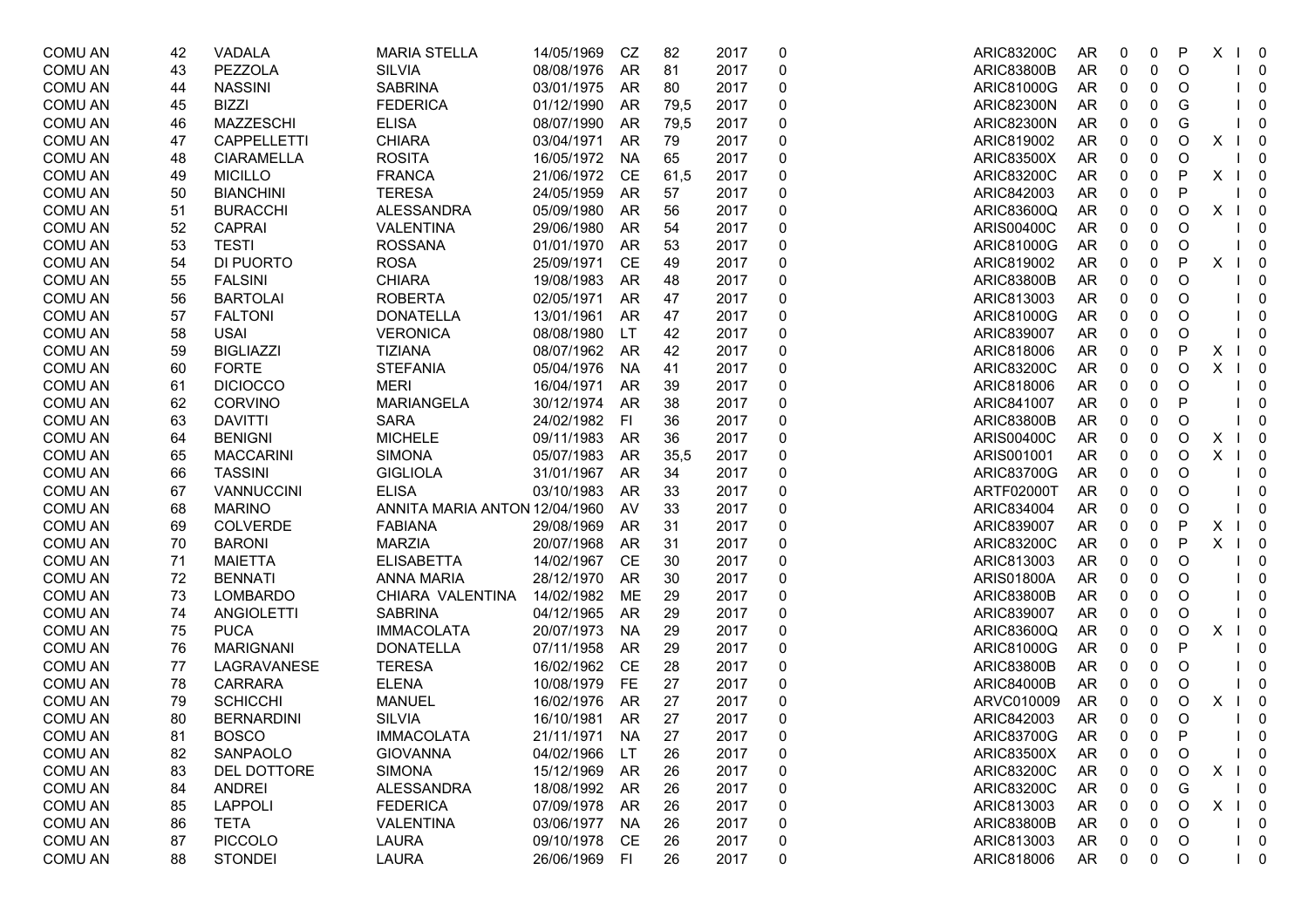| | | | | | | | | | | | | | | | | | |
|---|---|---|---|---|---|---|---|---|---|---|---|---|---|---|---|---|---|
| COMU AN | 42 | VADALA | MARIA STELLA | 14/05/1969 | CZ | 82 | 2017 | 0 | ARIC83200C | AR | 0 | 0 | P | X | I | 0 |
| COMU AN | 43 | PEZZOLA | SILVIA | 08/08/1976 | AR | 81 | 2017 | 0 | ARIC83800B | AR | 0 | 0 | O | | I | 0 |
| COMU AN | 44 | NASSINI | SABRINA | 03/01/1975 | AR | 80 | 2017 | 0 | ARIC81000G | AR | 0 | 0 | O | | I | 0 |
| COMU AN | 45 | BIZZI | FEDERICA | 01/12/1990 | AR | 79,5 | 2017 | 0 | ARIC82300N | AR | 0 | 0 | G | | I | 0 |
| COMU AN | 46 | MAZZESCHI | ELISA | 08/07/1990 | AR | 79,5 | 2017 | 0 | ARIC82300N | AR | 0 | 0 | G | | I | 0 |
| COMU AN | 47 | CAPPELLETTI | CHIARA | 03/04/1971 | AR | 79 | 2017 | 0 | ARIC819002 | AR | 0 | 0 | O | X | I | 0 |
| COMU AN | 48 | CIARAMELLA | ROSITA | 16/05/1972 | NA | 65 | 2017 | 0 | ARIC83500X | AR | 0 | 0 | O | | I | 0 |
| COMU AN | 49 | MICILLO | FRANCA | 21/06/1972 | CE | 61,5 | 2017 | 0 | ARIC83200C | AR | 0 | 0 | P | X | I | 0 |
| COMU AN | 50 | BIANCHINI | TERESA | 24/05/1959 | AR | 57 | 2017 | 0 | ARIC842003 | AR | 0 | 0 | P | | I | 0 |
| COMU AN | 51 | BURACCHI | ALESSANDRA | 05/09/1980 | AR | 56 | 2017 | 0 | ARIC83600Q | AR | 0 | 0 | O | X | I | 0 |
| COMU AN | 52 | CAPRAI | VALENTINA | 29/06/1980 | AR | 54 | 2017 | 0 | ARIS00400C | AR | 0 | 0 | O | | I | 0 |
| COMU AN | 53 | TESTI | ROSSANA | 01/01/1970 | AR | 53 | 2017 | 0 | ARIC81000G | AR | 0 | 0 | O | | I | 0 |
| COMU AN | 54 | DI PUORTO | ROSA | 25/09/1971 | CE | 49 | 2017 | 0 | ARIC819002 | AR | 0 | 0 | P | X | I | 0 |
| COMU AN | 55 | FALSINI | CHIARA | 19/08/1983 | AR | 48 | 2017 | 0 | ARIC83800B | AR | 0 | 0 | O | | I | 0 |
| COMU AN | 56 | BARTOLAI | ROBERTA | 02/05/1971 | AR | 47 | 2017 | 0 | ARIC813003 | AR | 0 | 0 | O | | I | 0 |
| COMU AN | 57 | FALTONI | DONATELLA | 13/01/1961 | AR | 47 | 2017 | 0 | ARIC81000G | AR | 0 | 0 | O | | I | 0 |
| COMU AN | 58 | USAI | VERONICA | 08/08/1980 | LT | 42 | 2017 | 0 | ARIC839007 | AR | 0 | 0 | O | | I | 0 |
| COMU AN | 59 | BIGLIAZZI | TIZIANA | 08/07/1962 | AR | 42 | 2017 | 0 | ARIC818006 | AR | 0 | 0 | P | X | I | 0 |
| COMU AN | 60 | FORTE | STEFANIA | 05/04/1976 | NA | 41 | 2017 | 0 | ARIC83200C | AR | 0 | 0 | O | X | I | 0 |
| COMU AN | 61 | DICIOCCO | MERI | 16/04/1971 | AR | 39 | 2017 | 0 | ARIC818006 | AR | 0 | 0 | O | | I | 0 |
| COMU AN | 62 | CORVINO | MARIANGELA | 30/12/1974 | AR | 38 | 2017 | 0 | ARIC841007 | AR | 0 | 0 | P | | I | 0 |
| COMU AN | 63 | DAVITTI | SARA | 24/02/1982 | FI | 36 | 2017 | 0 | ARIC83800B | AR | 0 | 0 | O | | I | 0 |
| COMU AN | 64 | BENIGNI | MICHELE | 09/11/1983 | AR | 36 | 2017 | 0 | ARIS00400C | AR | 0 | 0 | O | X | I | 0 |
| COMU AN | 65 | MACCARINI | SIMONA | 05/07/1983 | AR | 35,5 | 2017 | 0 | ARIS001001 | AR | 0 | 0 | O | X | I | 0 |
| COMU AN | 66 | TASSINI | GIGLIOLA | 31/01/1967 | AR | 34 | 2017 | 0 | ARIC83700G | AR | 0 | 0 | O | | I | 0 |
| COMU AN | 67 | VANNUCCINI | ELISA | 03/10/1983 | AR | 33 | 2017 | 0 | ARTF02000T | AR | 0 | 0 | O | | I | 0 |
| COMU AN | 68 | MARINO | ANNITA MARIA ANTON | 12/04/1960 | AV | 33 | 2017 | 0 | ARIC834004 | AR | 0 | 0 | O | | I | 0 |
| COMU AN | 69 | COLVERDE | FABIANA | 29/08/1969 | AR | 31 | 2017 | 0 | ARIC839007 | AR | 0 | 0 | P | X | I | 0 |
| COMU AN | 70 | BARONI | MARZIA | 20/07/1968 | AR | 31 | 2017 | 0 | ARIC83200C | AR | 0 | 0 | P | X | I | 0 |
| COMU AN | 71 | MAIETTA | ELISABETTA | 14/02/1967 | CE | 30 | 2017 | 0 | ARIC813003 | AR | 0 | 0 | O | | I | 0 |
| COMU AN | 72 | BENNATI | ANNA MARIA | 28/12/1970 | AR | 30 | 2017 | 0 | ARIS01800A | AR | 0 | 0 | O | | I | 0 |
| COMU AN | 73 | LOMBARDO | CHIARA VALENTINA | 14/02/1982 | ME | 29 | 2017 | 0 | ARIC83800B | AR | 0 | 0 | O | | I | 0 |
| COMU AN | 74 | ANGIOLETTI | SABRINA | 04/12/1965 | AR | 29 | 2017 | 0 | ARIC839007 | AR | 0 | 0 | O | | I | 0 |
| COMU AN | 75 | PUCA | IMMACOLATA | 20/07/1973 | NA | 29 | 2017 | 0 | ARIC83600Q | AR | 0 | 0 | O | X | I | 0 |
| COMU AN | 76 | MARIGNANI | DONATELLA | 07/11/1958 | AR | 29 | 2017 | 0 | ARIC81000G | AR | 0 | 0 | P | | I | 0 |
| COMU AN | 77 | LAGRAVANESE | TERESA | 16/02/1962 | CE | 28 | 2017 | 0 | ARIC83800B | AR | 0 | 0 | O | | I | 0 |
| COMU AN | 78 | CARRARA | ELENA | 10/08/1979 | FE | 27 | 2017 | 0 | ARIC84000B | AR | 0 | 0 | O | | I | 0 |
| COMU AN | 79 | SCHICCHI | MANUEL | 16/02/1976 | AR | 27 | 2017 | 0 | ARVC010009 | AR | 0 | 0 | O | X | I | 0 |
| COMU AN | 80 | BERNARDINI | SILVIA | 16/10/1981 | AR | 27 | 2017 | 0 | ARIC842003 | AR | 0 | 0 | O | | I | 0 |
| COMU AN | 81 | BOSCO | IMMACOLATA | 21/11/1971 | NA | 27 | 2017 | 0 | ARIC83700G | AR | 0 | 0 | P | | I | 0 |
| COMU AN | 82 | SANPAOLO | GIOVANNA | 04/02/1966 | LT | 26 | 2017 | 0 | ARIC83500X | AR | 0 | 0 | O | | I | 0 |
| COMU AN | 83 | DEL DOTTORE | SIMONA | 15/12/1969 | AR | 26 | 2017 | 0 | ARIC83200C | AR | 0 | 0 | O | X | I | 0 |
| COMU AN | 84 | ANDREI | ALESSANDRA | 18/08/1992 | AR | 26 | 2017 | 0 | ARIC83200C | AR | 0 | 0 | G | | I | 0 |
| COMU AN | 85 | LAPPOLI | FEDERICA | 07/09/1978 | AR | 26 | 2017 | 0 | ARIC813003 | AR | 0 | 0 | O | X | I | 0 |
| COMU AN | 86 | TETA | VALENTINA | 03/06/1977 | NA | 26 | 2017 | 0 | ARIC83800B | AR | 0 | 0 | O | | I | 0 |
| COMU AN | 87 | PICCOLO | LAURA | 09/10/1978 | CE | 26 | 2017 | 0 | ARIC813003 | AR | 0 | 0 | O | | I | 0 |
| COMU AN | 88 | STONDEI | LAURA | 26/06/1969 | FI | 26 | 2017 | 0 | ARIC818006 | AR | 0 | 0 | O | | I | 0 |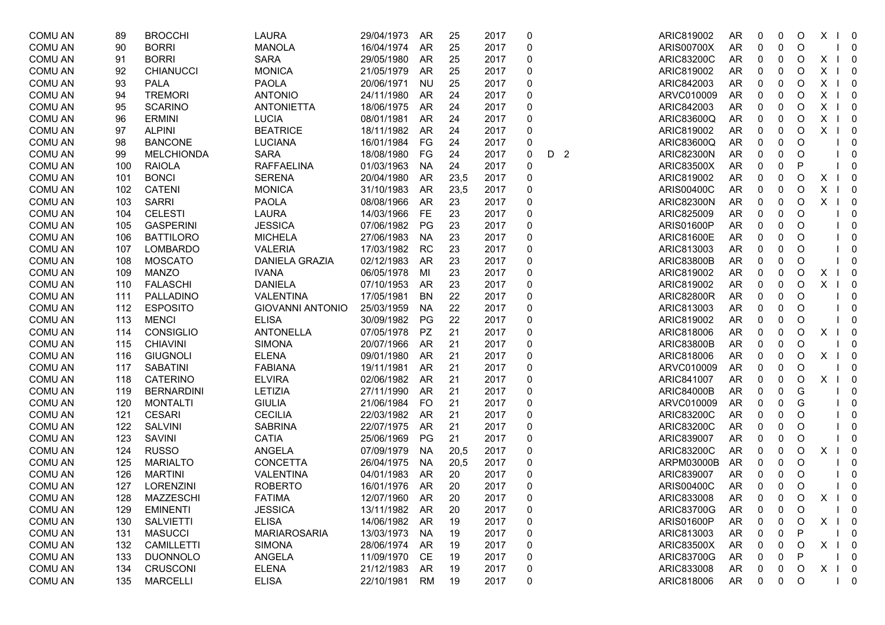| | | | | | | | | | | | | | | | | | | | |
|---|---|---|---|---|---|---|---|---|---|---|---|---|---|---|---|---|---|---|---|
| COMU AN | 89 | BROCCHI | LAURA | 29/04/1973 | AR | 25 | 2017 | 0 | | | ARIC819002 | AR | 0 | 0 | O | X | I | 0 |
| COMU AN | 90 | BORRI | MANOLA | 16/04/1974 | AR | 25 | 2017 | 0 | | | ARIS00700X | AR | 0 | 0 | O | | I | 0 |
| COMU AN | 91 | BORRI | SARA | 29/05/1980 | AR | 25 | 2017 | 0 | | | ARIC83200C | AR | 0 | 0 | O | X | I | 0 |
| COMU AN | 92 | CHIANUCCI | MONICA | 21/05/1979 | AR | 25 | 2017 | 0 | | | ARIC819002 | AR | 0 | 0 | O | X | I | 0 |
| COMU AN | 93 | PALA | PAOLA | 20/06/1971 | NU | 25 | 2017 | 0 | | | ARIC842003 | AR | 0 | 0 | O | X | I | 0 |
| COMU AN | 94 | TREMORI | ANTONIO | 24/11/1980 | AR | 24 | 2017 | 0 | | | ARVC010009 | AR | 0 | 0 | O | X | I | 0 |
| COMU AN | 95 | SCARINO | ANTONIETTA | 18/06/1975 | AR | 24 | 2017 | 0 | | | ARIC842003 | AR | 0 | 0 | O | X | I | 0 |
| COMU AN | 96 | ERMINI | LUCIA | 08/01/1981 | AR | 24 | 2017 | 0 | | | ARIC83600Q | AR | 0 | 0 | O | X | I | 0 |
| COMU AN | 97 | ALPINI | BEATRICE | 18/11/1982 | AR | 24 | 2017 | 0 | | | ARIC819002 | AR | 0 | 0 | O | X | I | 0 |
| COMU AN | 98 | BANCONE | LUCIANA | 16/01/1984 | FG | 24 | 2017 | 0 | | | ARIC83600Q | AR | 0 | 0 | O | | I | 0 |
| COMU AN | 99 | MELCHIONDA | SARA | 18/08/1980 | FG | 24 | 2017 | 0 | D | 2 | ARIC82300N | AR | 0 | 0 | O | | I | 0 |
| COMU AN | 100 | RAIOLA | RAFFAELINA | 01/03/1963 | NA | 24 | 2017 | 0 | | | ARIC83500X | AR | 0 | 0 | P | | I | 0 |
| COMU AN | 101 | BONCI | SERENA | 20/04/1980 | AR | 23,5 | 2017 | 0 | | | ARIC819002 | AR | 0 | 0 | O | X | I | 0 |
| COMU AN | 102 | CATENI | MONICA | 31/10/1983 | AR | 23,5 | 2017 | 0 | | | ARIS00400C | AR | 0 | 0 | O | X | I | 0 |
| COMU AN | 103 | SARRI | PAOLA | 08/08/1966 | AR | 23 | 2017 | 0 | | | ARIC82300N | AR | 0 | 0 | O | X | I | 0 |
| COMU AN | 104 | CELESTI | LAURA | 14/03/1966 | FE | 23 | 2017 | 0 | | | ARIC825009 | AR | 0 | 0 | O | | I | 0 |
| COMU AN | 105 | GASPERINI | JESSICA | 07/06/1982 | PG | 23 | 2017 | 0 | | | ARIS01600P | AR | 0 | 0 | O | | I | 0 |
| COMU AN | 106 | BATTILORO | MICHELA | 27/06/1983 | NA | 23 | 2017 | 0 | | | ARIC81600E | AR | 0 | 0 | O | | I | 0 |
| COMU AN | 107 | LOMBARDO | VALERIA | 17/03/1982 | RC | 23 | 2017 | 0 | | | ARIC813003 | AR | 0 | 0 | O | | I | 0 |
| COMU AN | 108 | MOSCATO | DANIELA GRAZIA | 02/12/1983 | AR | 23 | 2017 | 0 | | | ARIC83800B | AR | 0 | 0 | O | | I | 0 |
| COMU AN | 109 | MANZO | IVANA | 06/05/1978 | MI | 23 | 2017 | 0 | | | ARIC819002 | AR | 0 | 0 | O | X | I | 0 |
| COMU AN | 110 | FALASCHI | DANIELA | 07/10/1953 | AR | 23 | 2017 | 0 | | | ARIC819002 | AR | 0 | 0 | O | X | I | 0 |
| COMU AN | 111 | PALLADINO | VALENTINA | 17/05/1981 | BN | 22 | 2017 | 0 | | | ARIC82800R | AR | 0 | 0 | O | | I | 0 |
| COMU AN | 112 | ESPOSITO | GIOVANNI ANTONIO | 25/03/1959 | NA | 22 | 2017 | 0 | | | ARIC813003 | AR | 0 | 0 | O | | I | 0 |
| COMU AN | 113 | MENCI | ELISA | 30/09/1982 | PG | 22 | 2017 | 0 | | | ARIC819002 | AR | 0 | 0 | O | | I | 0 |
| COMU AN | 114 | CONSIGLIO | ANTONELLA | 07/05/1978 | PZ | 21 | 2017 | 0 | | | ARIC818006 | AR | 0 | 0 | O | X | I | 0 |
| COMU AN | 115 | CHIAVINI | SIMONA | 20/07/1966 | AR | 21 | 2017 | 0 | | | ARIC83800B | AR | 0 | 0 | O | | I | 0 |
| COMU AN | 116 | GIUGNOLI | ELENA | 09/01/1980 | AR | 21 | 2017 | 0 | | | ARIC818006 | AR | 0 | 0 | O | X | I | 0 |
| COMU AN | 117 | SABATINI | FABIANA | 19/11/1981 | AR | 21 | 2017 | 0 | | | ARVC010009 | AR | 0 | 0 | O | | I | 0 |
| COMU AN | 118 | CATERINO | ELVIRA | 02/06/1982 | AR | 21 | 2017 | 0 | | | ARIC841007 | AR | 0 | 0 | O | X | I | 0 |
| COMU AN | 119 | BERNARDINI | LETIZIA | 27/11/1990 | AR | 21 | 2017 | 0 | | | ARIC84000B | AR | 0 | 0 | G | | I | 0 |
| COMU AN | 120 | MONTALTI | GIULIA | 21/06/1984 | FO | 21 | 2017 | 0 | | | ARVC010009 | AR | 0 | 0 | G | | I | 0 |
| COMU AN | 121 | CESARI | CECILIA | 22/03/1982 | AR | 21 | 2017 | 0 | | | ARIC83200C | AR | 0 | 0 | O | | I | 0 |
| COMU AN | 122 | SALVINI | SABRINA | 22/07/1975 | AR | 21 | 2017 | 0 | | | ARIC83200C | AR | 0 | 0 | O | | I | 0 |
| COMU AN | 123 | SAVINI | CATIA | 25/06/1969 | PG | 21 | 2017 | 0 | | | ARIC839007 | AR | 0 | 0 | O | | I | 0 |
| COMU AN | 124 | RUSSO | ANGELA | 07/09/1979 | NA | 20,5 | 2017 | 0 | | | ARIC83200C | AR | 0 | 0 | O | X | I | 0 |
| COMU AN | 125 | MARIALTO | CONCETTA | 26/04/1975 | NA | 20,5 | 2017 | 0 | | | ARPM03000B | AR | 0 | 0 | O | | I | 0 |
| COMU AN | 126 | MARTINI | VALENTINA | 04/01/1983 | AR | 20 | 2017 | 0 | | | ARIC839007 | AR | 0 | 0 | O | | I | 0 |
| COMU AN | 127 | LORENZINI | ROBERTO | 16/01/1976 | AR | 20 | 2017 | 0 | | | ARIS00400C | AR | 0 | 0 | O | | I | 0 |
| COMU AN | 128 | MAZZESCHI | FATIMA | 12/07/1960 | AR | 20 | 2017 | 0 | | | ARIC833008 | AR | 0 | 0 | O | X | I | 0 |
| COMU AN | 129 | EMINENTI | JESSICA | 13/11/1982 | AR | 20 | 2017 | 0 | | | ARIC83700G | AR | 0 | 0 | O | | I | 0 |
| COMU AN | 130 | SALVIETTI | ELISA | 14/06/1982 | AR | 19 | 2017 | 0 | | | ARIS01600P | AR | 0 | 0 | O | X | I | 0 |
| COMU AN | 131 | MASUCCI | MARIAROSARIA | 13/03/1973 | NA | 19 | 2017 | 0 | | | ARIC813003 | AR | 0 | 0 | P | | I | 0 |
| COMU AN | 132 | CAMILLETTI | SIMONA | 28/06/1974 | AR | 19 | 2017 | 0 | | | ARIC83500X | AR | 0 | 0 | O | X | I | 0 |
| COMU AN | 133 | DUONNOLO | ANGELA | 11/09/1970 | CE | 19 | 2017 | 0 | | | ARIC83700G | AR | 0 | 0 | P | | I | 0 |
| COMU AN | 134 | CRUSCONI | ELENA | 21/12/1983 | AR | 19 | 2017 | 0 | | | ARIC833008 | AR | 0 | 0 | O | X | I | 0 |
| COMU AN | 135 | MARCELLI | ELISA | 22/10/1981 | RM | 19 | 2017 | 0 | | | ARIC818006 | AR | 0 | 0 | O | | I | 0 |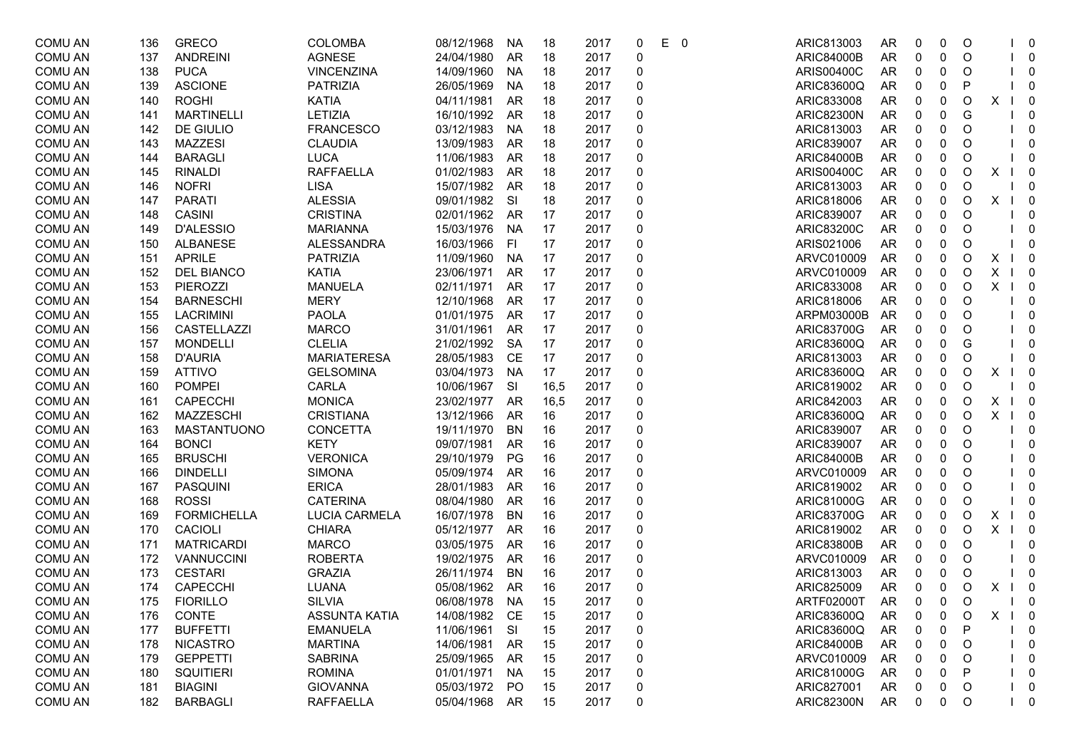| | | | | | | | | | | | | | | | | | | |
|---|---|---|---|---|---|---|---|---|---|---|---|---|---|---|---|---|---|---|
| COMU AN | 136 | GRECO | COLOMBA | 08/12/1968 | NA | 18 | 2017 | 0 | E | 0 | ARIC813003 | AR | 0 | 0 | O | | I | 0 |
| COMU AN | 137 | ANDREINI | AGNESE | 24/04/1980 | AR | 18 | 2017 | 0 | | | ARIC84000B | AR | 0 | 0 | O | | I | 0 |
| COMU AN | 138 | PUCA | VINCENZINA | 14/09/1960 | NA | 18 | 2017 | 0 | | | ARIS00400C | AR | 0 | 0 | O | | I | 0 |
| COMU AN | 139 | ASCIONE | PATRIZIA | 26/05/1969 | NA | 18 | 2017 | 0 | | | ARIC83600Q | AR | 0 | 0 | P | | I | 0 |
| COMU AN | 140 | ROGHI | KATIA | 04/11/1981 | AR | 18 | 2017 | 0 | | | ARIC833008 | AR | 0 | 0 | O | X | I | 0 |
| COMU AN | 141 | MARTINELLI | LETIZIA | 16/10/1992 | AR | 18 | 2017 | 0 | | | ARIC82300N | AR | 0 | 0 | G | | I | 0 |
| COMU AN | 142 | DE GIULIO | FRANCESCO | 03/12/1983 | NA | 18 | 2017 | 0 | | | ARIC813003 | AR | 0 | 0 | O | | I | 0 |
| COMU AN | 143 | MAZZESI | CLAUDIA | 13/09/1983 | AR | 18 | 2017 | 0 | | | ARIC839007 | AR | 0 | 0 | O | | I | 0 |
| COMU AN | 144 | BARAGLI | LUCA | 11/06/1983 | AR | 18 | 2017 | 0 | | | ARIC84000B | AR | 0 | 0 | O | | I | 0 |
| COMU AN | 145 | RINALDI | RAFFAELLA | 01/02/1983 | AR | 18 | 2017 | 0 | | | ARIS00400C | AR | 0 | 0 | O | X | I | 0 |
| COMU AN | 146 | NOFRI | LISA | 15/07/1982 | AR | 18 | 2017 | 0 | | | ARIC813003 | AR | 0 | 0 | O | | I | 0 |
| COMU AN | 147 | PARATI | ALESSIA | 09/01/1982 | SI | 18 | 2017 | 0 | | | ARIC818006 | AR | 0 | 0 | O | X | I | 0 |
| COMU AN | 148 | CASINI | CRISTINA | 02/01/1962 | AR | 17 | 2017 | 0 | | | ARIC839007 | AR | 0 | 0 | O | | I | 0 |
| COMU AN | 149 | D'ALESSIO | MARIANNA | 15/03/1976 | NA | 17 | 2017 | 0 | | | ARIC83200C | AR | 0 | 0 | O | | I | 0 |
| COMU AN | 150 | ALBANESE | ALESSANDRA | 16/03/1966 | FI | 17 | 2017 | 0 | | | ARIS021006 | AR | 0 | 0 | O | | I | 0 |
| COMU AN | 151 | APRILE | PATRIZIA | 11/09/1960 | NA | 17 | 2017 | 0 | | | ARVC010009 | AR | 0 | 0 | O | X | I | 0 |
| COMU AN | 152 | DEL BIANCO | KATIA | 23/06/1971 | AR | 17 | 2017 | 0 | | | ARVC010009 | AR | 0 | 0 | O | X | I | 0 |
| COMU AN | 153 | PIEROZZI | MANUELA | 02/11/1971 | AR | 17 | 2017 | 0 | | | ARIC833008 | AR | 0 | 0 | O | X | I | 0 |
| COMU AN | 154 | BARNESCHI | MERY | 12/10/1968 | AR | 17 | 2017 | 0 | | | ARIC818006 | AR | 0 | 0 | O | | I | 0 |
| COMU AN | 155 | LACRIMINI | PAOLA | 01/01/1975 | AR | 17 | 2017 | 0 | | | ARPM03000B | AR | 0 | 0 | O | | I | 0 |
| COMU AN | 156 | CASTELLAZZI | MARCO | 31/01/1961 | AR | 17 | 2017 | 0 | | | ARIC83700G | AR | 0 | 0 | O | | I | 0 |
| COMU AN | 157 | MONDELLI | CLELIA | 21/02/1992 | SA | 17 | 2017 | 0 | | | ARIC83600Q | AR | 0 | 0 | G | | I | 0 |
| COMU AN | 158 | D'AURIA | MARIATERESA | 28/05/1983 | CE | 17 | 2017 | 0 | | | ARIC813003 | AR | 0 | 0 | O | | I | 0 |
| COMU AN | 159 | ATTIVO | GELSOMINA | 03/04/1973 | NA | 17 | 2017 | 0 | | | ARIC83600Q | AR | 0 | 0 | O | X | I | 0 |
| COMU AN | 160 | POMPEI | CARLA | 10/06/1967 | SI | 16,5 | 2017 | 0 | | | ARIC819002 | AR | 0 | 0 | O | | I | 0 |
| COMU AN | 161 | CAPECCHI | MONICA | 23/02/1977 | AR | 16,5 | 2017 | 0 | | | ARIC842003 | AR | 0 | 0 | O | X | I | 0 |
| COMU AN | 162 | MAZZESCHI | CRISTIANA | 13/12/1966 | AR | 16 | 2017 | 0 | | | ARIC83600Q | AR | 0 | 0 | O | X | I | 0 |
| COMU AN | 163 | MASTANTUONO | CONCETTA | 19/11/1970 | BN | 16 | 2017 | 0 | | | ARIC839007 | AR | 0 | 0 | O | | I | 0 |
| COMU AN | 164 | BONCI | KETY | 09/07/1981 | AR | 16 | 2017 | 0 | | | ARIC839007 | AR | 0 | 0 | O | | I | 0 |
| COMU AN | 165 | BRUSCHI | VERONICA | 29/10/1979 | PG | 16 | 2017 | 0 | | | ARIC84000B | AR | 0 | 0 | O | | I | 0 |
| COMU AN | 166 | DINDELLI | SIMONA | 05/09/1974 | AR | 16 | 2017 | 0 | | | ARVC010009 | AR | 0 | 0 | O | | I | 0 |
| COMU AN | 167 | PASQUINI | ERICA | 28/01/1983 | AR | 16 | 2017 | 0 | | | ARIC819002 | AR | 0 | 0 | O | | I | 0 |
| COMU AN | 168 | ROSSI | CATERINA | 08/04/1980 | AR | 16 | 2017 | 0 | | | ARIC81000G | AR | 0 | 0 | O | | I | 0 |
| COMU AN | 169 | FORMICHELLA | LUCIA CARMELA | 16/07/1978 | BN | 16 | 2017 | 0 | | | ARIC83700G | AR | 0 | 0 | O | X | I | 0 |
| COMU AN | 170 | CACIOLI | CHIARA | 05/12/1977 | AR | 16 | 2017 | 0 | | | ARIC819002 | AR | 0 | 0 | O | X | I | 0 |
| COMU AN | 171 | MATRICARDI | MARCO | 03/05/1975 | AR | 16 | 2017 | 0 | | | ARIC83800B | AR | 0 | 0 | O | | I | 0 |
| COMU AN | 172 | VANNUCCINI | ROBERTA | 19/02/1975 | AR | 16 | 2017 | 0 | | | ARVC010009 | AR | 0 | 0 | O | | I | 0 |
| COMU AN | 173 | CESTARI | GRAZIA | 26/11/1974 | BN | 16 | 2017 | 0 | | | ARIC813003 | AR | 0 | 0 | O | | I | 0 |
| COMU AN | 174 | CAPECCHI | LUANA | 05/08/1962 | AR | 16 | 2017 | 0 | | | ARIC825009 | AR | 0 | 0 | O | X | I | 0 |
| COMU AN | 175 | FIORILLO | SILVIA | 06/08/1978 | NA | 15 | 2017 | 0 | | | ARTF02000T | AR | 0 | 0 | O | | I | 0 |
| COMU AN | 176 | CONTE | ASSUNTA KATIA | 14/08/1982 | CE | 15 | 2017 | 0 | | | ARIC83600Q | AR | 0 | 0 | O | X | I | 0 |
| COMU AN | 177 | BUFFETTI | EMANUELA | 11/06/1961 | SI | 15 | 2017 | 0 | | | ARIC83600Q | AR | 0 | 0 | P | | I | 0 |
| COMU AN | 178 | NICASTRO | MARTINA | 14/06/1981 | AR | 15 | 2017 | 0 | | | ARIC84000B | AR | 0 | 0 | O | | I | 0 |
| COMU AN | 179 | GEPPETTI | SABRINA | 25/09/1965 | AR | 15 | 2017 | 0 | | | ARVC010009 | AR | 0 | 0 | O | | I | 0 |
| COMU AN | 180 | SQUITIERI | ROMINA | 01/01/1971 | NA | 15 | 2017 | 0 | | | ARIC81000G | AR | 0 | 0 | P | | I | 0 |
| COMU AN | 181 | BIAGINI | GIOVANNA | 05/03/1972 | PO | 15 | 2017 | 0 | | | ARIC827001 | AR | 0 | 0 | O | | I | 0 |
| COMU AN | 182 | BARBAGLI | RAFFAELLA | 05/04/1968 | AR | 15 | 2017 | 0 | | | ARIC82300N | AR | 0 | 0 | O | | I | 0 |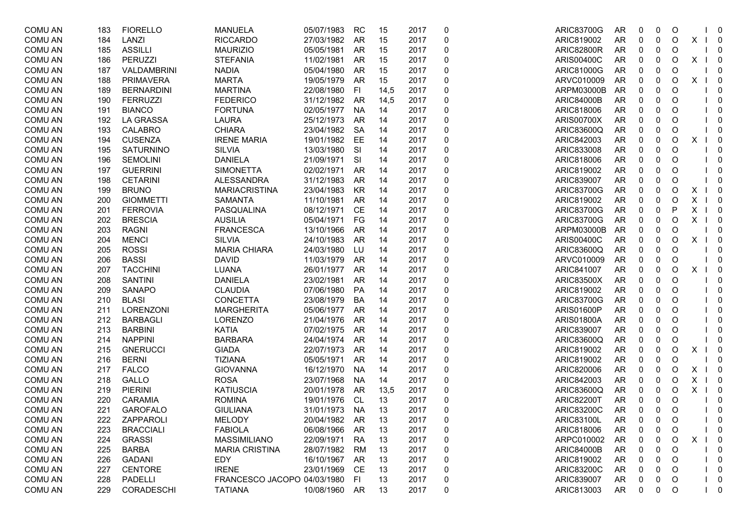| | | | | | | | | | | | | | | | | | |
|---|---|---|---|---|---|---|---|---|---|---|---|---|---|---|---|---|---|
| COMU AN | 183 | FIORELLO | MANUELA | 05/07/1983 | RC | 15 | 2017 | 0 | ARIC83700G | AR | 0 | 0 | O | | I | 0 |
| COMU AN | 184 | LANZI | RICCARDO | 27/03/1982 | AR | 15 | 2017 | 0 | ARIC819002 | AR | 0 | 0 | O | X | I | 0 |
| COMU AN | 185 | ASSILLI | MAURIZIO | 05/05/1981 | AR | 15 | 2017 | 0 | ARIC82800R | AR | 0 | 0 | O | | I | 0 |
| COMU AN | 186 | PERUZZI | STEFANIA | 11/02/1981 | AR | 15 | 2017 | 0 | ARIS00400C | AR | 0 | 0 | O | X | I | 0 |
| COMU AN | 187 | VALDAMBRINI | NADIA | 05/04/1980 | AR | 15 | 2017 | 0 | ARIC81000G | AR | 0 | 0 | O | | I | 0 |
| COMU AN | 188 | PRIMAVERA | MARTA | 19/05/1979 | AR | 15 | 2017 | 0 | ARVC010009 | AR | 0 | 0 | O | X | I | 0 |
| COMU AN | 189 | BERNARDINI | MARTINA | 22/08/1980 | FI | 14,5 | 2017 | 0 | ARPM03000B | AR | 0 | 0 | O | | I | 0 |
| COMU AN | 190 | FERRUZZI | FEDERICO | 31/12/1982 | AR | 14,5 | 2017 | 0 | ARIC84000B | AR | 0 | 0 | O | | I | 0 |
| COMU AN | 191 | BIANCO | FORTUNA | 02/05/1977 | NA | 14 | 2017 | 0 | ARIC818006 | AR | 0 | 0 | O | | I | 0 |
| COMU AN | 192 | LA GRASSA | LAURA | 25/12/1973 | AR | 14 | 2017 | 0 | ARIS00700X | AR | 0 | 0 | O | | I | 0 |
| COMU AN | 193 | CALABRO | CHIARA | 23/04/1982 | SA | 14 | 2017 | 0 | ARIC83600Q | AR | 0 | 0 | O | | I | 0 |
| COMU AN | 194 | CUSENZA | IRENE MARIA | 19/01/1982 | EE | 14 | 2017 | 0 | ARIC842003 | AR | 0 | 0 | O | X | I | 0 |
| COMU AN | 195 | SATURNINO | SILVIA | 13/03/1980 | SI | 14 | 2017 | 0 | ARIC833008 | AR | 0 | 0 | O | | I | 0 |
| COMU AN | 196 | SEMOLINI | DANIELA | 21/09/1971 | SI | 14 | 2017 | 0 | ARIC818006 | AR | 0 | 0 | O | | I | 0 |
| COMU AN | 197 | GUERRINI | SIMONETTA | 02/02/1971 | AR | 14 | 2017 | 0 | ARIC819002 | AR | 0 | 0 | O | | I | 0 |
| COMU AN | 198 | CETARINI | ALESSANDRA | 31/12/1983 | AR | 14 | 2017 | 0 | ARIC839007 | AR | 0 | 0 | O | | I | 0 |
| COMU AN | 199 | BRUNO | MARIACRISTINA | 23/04/1983 | KR | 14 | 2017 | 0 | ARIC83700G | AR | 0 | 0 | O | X | I | 0 |
| COMU AN | 200 | GIOMMETTI | SAMANTA | 11/10/1981 | AR | 14 | 2017 | 0 | ARIC819002 | AR | 0 | 0 | O | X | I | 0 |
| COMU AN | 201 | FERROVIA | PASQUALINA | 08/12/1971 | CE | 14 | 2017 | 0 | ARIC83700G | AR | 0 | 0 | P | X | I | 0 |
| COMU AN | 202 | BRESCIA | AUSILIA | 05/04/1971 | FG | 14 | 2017 | 0 | ARIC83700G | AR | 0 | 0 | O | X | I | 0 |
| COMU AN | 203 | RAGNI | FRANCESCA | 13/10/1966 | AR | 14 | 2017 | 0 | ARPM03000B | AR | 0 | 0 | O | | I | 0 |
| COMU AN | 204 | MENCI | SILVIA | 24/10/1983 | AR | 14 | 2017 | 0 | ARIS00400C | AR | 0 | 0 | O | X | I | 0 |
| COMU AN | 205 | ROSSI | MARIA CHIARA | 24/03/1980 | LU | 14 | 2017 | 0 | ARIC83600Q | AR | 0 | 0 | O | | I | 0 |
| COMU AN | 206 | BASSI | DAVID | 11/03/1979 | AR | 14 | 2017 | 0 | ARVC010009 | AR | 0 | 0 | O | | I | 0 |
| COMU AN | 207 | TACCHINI | LUANA | 26/01/1977 | AR | 14 | 2017 | 0 | ARIC841007 | AR | 0 | 0 | O | X | I | 0 |
| COMU AN | 208 | SANTINI | DANIELA | 23/02/1981 | AR | 14 | 2017 | 0 | ARIC83500X | AR | 0 | 0 | O | | I | 0 |
| COMU AN | 209 | SANAPO | CLAUDIA | 07/06/1980 | PA | 14 | 2017 | 0 | ARIC819002 | AR | 0 | 0 | O | | I | 0 |
| COMU AN | 210 | BLASI | CONCETTA | 23/08/1979 | BA | 14 | 2017 | 0 | ARIC83700G | AR | 0 | 0 | O | | I | 0 |
| COMU AN | 211 | LORENZONI | MARGHERITA | 05/06/1977 | AR | 14 | 2017 | 0 | ARIS01600P | AR | 0 | 0 | O | | I | 0 |
| COMU AN | 212 | BARBAGLI | LORENZO | 21/04/1976 | AR | 14 | 2017 | 0 | ARIS01800A | AR | 0 | 0 | O | | I | 0 |
| COMU AN | 213 | BARBINI | KATIA | 07/02/1975 | AR | 14 | 2017 | 0 | ARIC839007 | AR | 0 | 0 | O | | I | 0 |
| COMU AN | 214 | NAPPINI | BARBARA | 24/04/1974 | AR | 14 | 2017 | 0 | ARIC83600Q | AR | 0 | 0 | O | | I | 0 |
| COMU AN | 215 | GNERUCCI | GIADA | 22/07/1973 | AR | 14 | 2017 | 0 | ARIC819002 | AR | 0 | 0 | O | X | I | 0 |
| COMU AN | 216 | BERNI | TIZIANA | 05/05/1971 | AR | 14 | 2017 | 0 | ARIC819002 | AR | 0 | 0 | O | | I | 0 |
| COMU AN | 217 | FALCO | GIOVANNA | 16/12/1970 | NA | 14 | 2017 | 0 | ARIC820006 | AR | 0 | 0 | O | X | I | 0 |
| COMU AN | 218 | GALLO | ROSA | 23/07/1968 | NA | 14 | 2017 | 0 | ARIC842003 | AR | 0 | 0 | O | X | I | 0 |
| COMU AN | 219 | PIERINI | KATIUSCIA | 20/01/1978 | AR | 13,5 | 2017 | 0 | ARIC83600Q | AR | 0 | 0 | O | X | I | 0 |
| COMU AN | 220 | CARAMIA | ROMINA | 19/01/1976 | CL | 13 | 2017 | 0 | ARIC82200T | AR | 0 | 0 | O | | I | 0 |
| COMU AN | 221 | GAROFALO | GIULIANA | 31/01/1973 | NA | 13 | 2017 | 0 | ARIC83200C | AR | 0 | 0 | O | | I | 0 |
| COMU AN | 222 | ZAPPAROLI | MELODY | 20/04/1982 | AR | 13 | 2017 | 0 | ARIC83100L | AR | 0 | 0 | O | | I | 0 |
| COMU AN | 223 | BRACCIALI | FABIOLA | 06/08/1966 | AR | 13 | 2017 | 0 | ARIC818006 | AR | 0 | 0 | O | | I | 0 |
| COMU AN | 224 | GRASSI | MASSIMILIANO | 22/09/1971 | RA | 13 | 2017 | 0 | ARPC010002 | AR | 0 | 0 | O | X | I | 0 |
| COMU AN | 225 | BARBA | MARIA CRISTINA | 28/07/1982 | RM | 13 | 2017 | 0 | ARIC84000B | AR | 0 | 0 | O | | I | 0 |
| COMU AN | 226 | GADANI | EDY | 16/10/1967 | AR | 13 | 2017 | 0 | ARIC819002 | AR | 0 | 0 | O | | I | 0 |
| COMU AN | 227 | CENTORE | IRENE | 23/01/1969 | CE | 13 | 2017 | 0 | ARIC83200C | AR | 0 | 0 | O | | I | 0 |
| COMU AN | 228 | PADELLI | FRANCESCO JACOPO | 04/03/1980 | FI | 13 | 2017 | 0 | ARIC839007 | AR | 0 | 0 | O | | I | 0 |
| COMU AN | 229 | CORADESCHI | TATIANA | 10/08/1960 | AR | 13 | 2017 | 0 | ARIC813003 | AR | 0 | 0 | O | | I | 0 |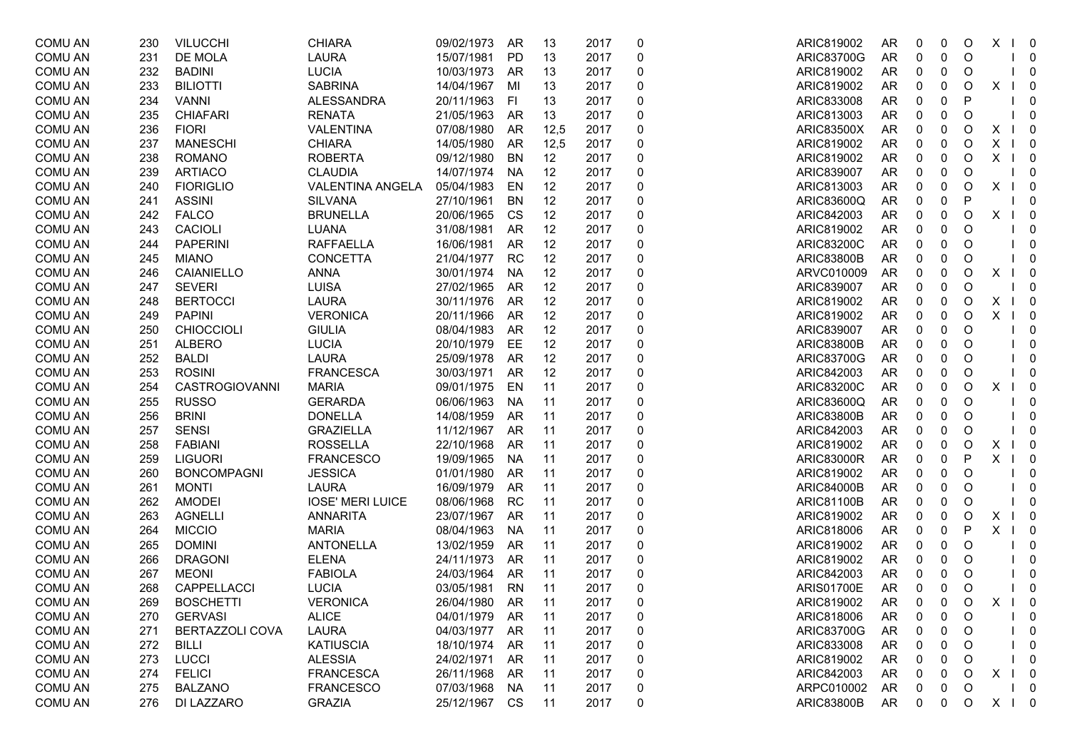| | | | | | | | | | | | | | | | | | |
|---|---|---|---|---|---|---|---|---|---|---|---|---|---|---|---|---|---|
| COMU AN | 230 | VILUCCHI | CHIARA | 09/02/1973 | AR | 13 | 2017 | 0 | ARIC819002 | AR | 0 | 0 | O | X | I | 0 |
| COMU AN | 231 | DE MOLA | LAURA | 15/07/1981 | PD | 13 | 2017 | 0 | ARIC83700G | AR | 0 | 0 | O | | I | 0 |
| COMU AN | 232 | BADINI | LUCIA | 10/03/1973 | AR | 13 | 2017 | 0 | ARIC819002 | AR | 0 | 0 | O | | I | 0 |
| COMU AN | 233 | BILIOTTI | SABRINA | 14/04/1967 | MI | 13 | 2017 | 0 | ARIC819002 | AR | 0 | 0 | O | X | I | 0 |
| COMU AN | 234 | VANNI | ALESSANDRA | 20/11/1963 | FI | 13 | 2017 | 0 | ARIC833008 | AR | 0 | 0 | P | | I | 0 |
| COMU AN | 235 | CHIAFARI | RENATA | 21/05/1963 | AR | 13 | 2017 | 0 | ARIC813003 | AR | 0 | 0 | O | | I | 0 |
| COMU AN | 236 | FIORI | VALENTINA | 07/08/1980 | AR | 12,5 | 2017 | 0 | ARIC83500X | AR | 0 | 0 | O | X | I | 0 |
| COMU AN | 237 | MANESCHI | CHIARA | 14/05/1980 | AR | 12,5 | 2017 | 0 | ARIC819002 | AR | 0 | 0 | O | X | I | 0 |
| COMU AN | 238 | ROMANO | ROBERTA | 09/12/1980 | BN | 12 | 2017 | 0 | ARIC819002 | AR | 0 | 0 | O | X | I | 0 |
| COMU AN | 239 | ARTIACO | CLAUDIA | 14/07/1974 | NA | 12 | 2017 | 0 | ARIC839007 | AR | 0 | 0 | O | | I | 0 |
| COMU AN | 240 | FIORIGLIO | VALENTINA ANGELA | 05/04/1983 | EN | 12 | 2017 | 0 | ARIC813003 | AR | 0 | 0 | O | X | I | 0 |
| COMU AN | 241 | ASSINI | SILVANA | 27/10/1961 | BN | 12 | 2017 | 0 | ARIC83600Q | AR | 0 | 0 | P | | I | 0 |
| COMU AN | 242 | FALCO | BRUNELLA | 20/06/1965 | CS | 12 | 2017 | 0 | ARIC842003 | AR | 0 | 0 | O | X | I | 0 |
| COMU AN | 243 | CACIOLI | LUANA | 31/08/1981 | AR | 12 | 2017 | 0 | ARIC819002 | AR | 0 | 0 | O | | I | 0 |
| COMU AN | 244 | PAPERINI | RAFFAELLA | 16/06/1981 | AR | 12 | 2017 | 0 | ARIC83200C | AR | 0 | 0 | O | | I | 0 |
| COMU AN | 245 | MIANO | CONCETTA | 21/04/1977 | RC | 12 | 2017 | 0 | ARIC83800B | AR | 0 | 0 | O | | I | 0 |
| COMU AN | 246 | CAIANIELLO | ANNA | 30/01/1974 | NA | 12 | 2017 | 0 | ARVC010009 | AR | 0 | 0 | O | X | I | 0 |
| COMU AN | 247 | SEVERI | LUISA | 27/02/1965 | AR | 12 | 2017 | 0 | ARIC839007 | AR | 0 | 0 | O | | I | 0 |
| COMU AN | 248 | BERTOCCI | LAURA | 30/11/1976 | AR | 12 | 2017 | 0 | ARIC819002 | AR | 0 | 0 | O | X | I | 0 |
| COMU AN | 249 | PAPINI | VERONICA | 20/11/1966 | AR | 12 | 2017 | 0 | ARIC819002 | AR | 0 | 0 | O | X | I | 0 |
| COMU AN | 250 | CHIOCCIOLI | GIULIA | 08/04/1983 | AR | 12 | 2017 | 0 | ARIC839007 | AR | 0 | 0 | O | | I | 0 |
| COMU AN | 251 | ALBERO | LUCIA | 20/10/1979 | EE | 12 | 2017 | 0 | ARIC83800B | AR | 0 | 0 | O | | I | 0 |
| COMU AN | 252 | BALDI | LAURA | 25/09/1978 | AR | 12 | 2017 | 0 | ARIC83700G | AR | 0 | 0 | O | | I | 0 |
| COMU AN | 253 | ROSINI | FRANCESCA | 30/03/1971 | AR | 12 | 2017 | 0 | ARIC842003 | AR | 0 | 0 | O | | I | 0 |
| COMU AN | 254 | CASTROGIOVANNI | MARIA | 09/01/1975 | EN | 11 | 2017 | 0 | ARIC83200C | AR | 0 | 0 | O | X | I | 0 |
| COMU AN | 255 | RUSSO | GERARDA | 06/06/1963 | NA | 11 | 2017 | 0 | ARIC83600Q | AR | 0 | 0 | O | | I | 0 |
| COMU AN | 256 | BRINI | DONELLA | 14/08/1959 | AR | 11 | 2017 | 0 | ARIC83800B | AR | 0 | 0 | O | | I | 0 |
| COMU AN | 257 | SENSI | GRAZIELLA | 11/12/1967 | AR | 11 | 2017 | 0 | ARIC842003 | AR | 0 | 0 | O | | I | 0 |
| COMU AN | 258 | FABIANI | ROSSELLA | 22/10/1968 | AR | 11 | 2017 | 0 | ARIC819002 | AR | 0 | 0 | O | X | I | 0 |
| COMU AN | 259 | LIGUORI | FRANCESCO | 19/09/1965 | NA | 11 | 2017 | 0 | ARIC83000R | AR | 0 | 0 | P | X | I | 0 |
| COMU AN | 260 | BONCOMPAGNI | JESSICA | 01/01/1980 | AR | 11 | 2017 | 0 | ARIC819002 | AR | 0 | 0 | O | | I | 0 |
| COMU AN | 261 | MONTI | LAURA | 16/09/1979 | AR | 11 | 2017 | 0 | ARIC84000B | AR | 0 | 0 | O | | I | 0 |
| COMU AN | 262 | AMODEI | IOSE' MERI LUICE | 08/06/1968 | RC | 11 | 2017 | 0 | ARIC81100B | AR | 0 | 0 | O | | I | 0 |
| COMU AN | 263 | AGNELLI | ANNARITA | 23/07/1967 | AR | 11 | 2017 | 0 | ARIC819002 | AR | 0 | 0 | O | X | I | 0 |
| COMU AN | 264 | MICCIO | MARIA | 08/04/1963 | NA | 11 | 2017 | 0 | ARIC818006 | AR | 0 | 0 | P | X | I | 0 |
| COMU AN | 265 | DOMINI | ANTONELLA | 13/02/1959 | AR | 11 | 2017 | 0 | ARIC819002 | AR | 0 | 0 | O | | I | 0 |
| COMU AN | 266 | DRAGONI | ELENA | 24/11/1973 | AR | 11 | 2017 | 0 | ARIC819002 | AR | 0 | 0 | O | | I | 0 |
| COMU AN | 267 | MEONI | FABIOLA | 24/03/1964 | AR | 11 | 2017 | 0 | ARIC842003 | AR | 0 | 0 | O | | I | 0 |
| COMU AN | 268 | CAPPELLACCI | LUCIA | 03/05/1981 | RN | 11 | 2017 | 0 | ARIS01700E | AR | 0 | 0 | O | | I | 0 |
| COMU AN | 269 | BOSCHETTI | VERONICA | 26/04/1980 | AR | 11 | 2017 | 0 | ARIC819002 | AR | 0 | 0 | O | X | I | 0 |
| COMU AN | 270 | GERVASI | ALICE | 04/01/1979 | AR | 11 | 2017 | 0 | ARIC818006 | AR | 0 | 0 | O | | I | 0 |
| COMU AN | 271 | BERTAZZOLI COVA | LAURA | 04/03/1977 | AR | 11 | 2017 | 0 | ARIC83700G | AR | 0 | 0 | O | | I | 0 |
| COMU AN | 272 | BILLI | KATIUSCIA | 18/10/1974 | AR | 11 | 2017 | 0 | ARIC833008 | AR | 0 | 0 | O | | I | 0 |
| COMU AN | 273 | LUCCI | ALESSIA | 24/02/1971 | AR | 11 | 2017 | 0 | ARIC819002 | AR | 0 | 0 | O | | I | 0 |
| COMU AN | 274 | FELICI | FRANCESCA | 26/11/1968 | AR | 11 | 2017 | 0 | ARIC842003 | AR | 0 | 0 | O | X | I | 0 |
| COMU AN | 275 | BALZANO | FRANCESCO | 07/03/1968 | NA | 11 | 2017 | 0 | ARPC010002 | AR | 0 | 0 | O | | I | 0 |
| COMU AN | 276 | DI LAZZARO | GRAZIA | 25/12/1967 | CS | 11 | 2017 | 0 | ARIC83800B | AR | 0 | 0 | O | X | I | 0 |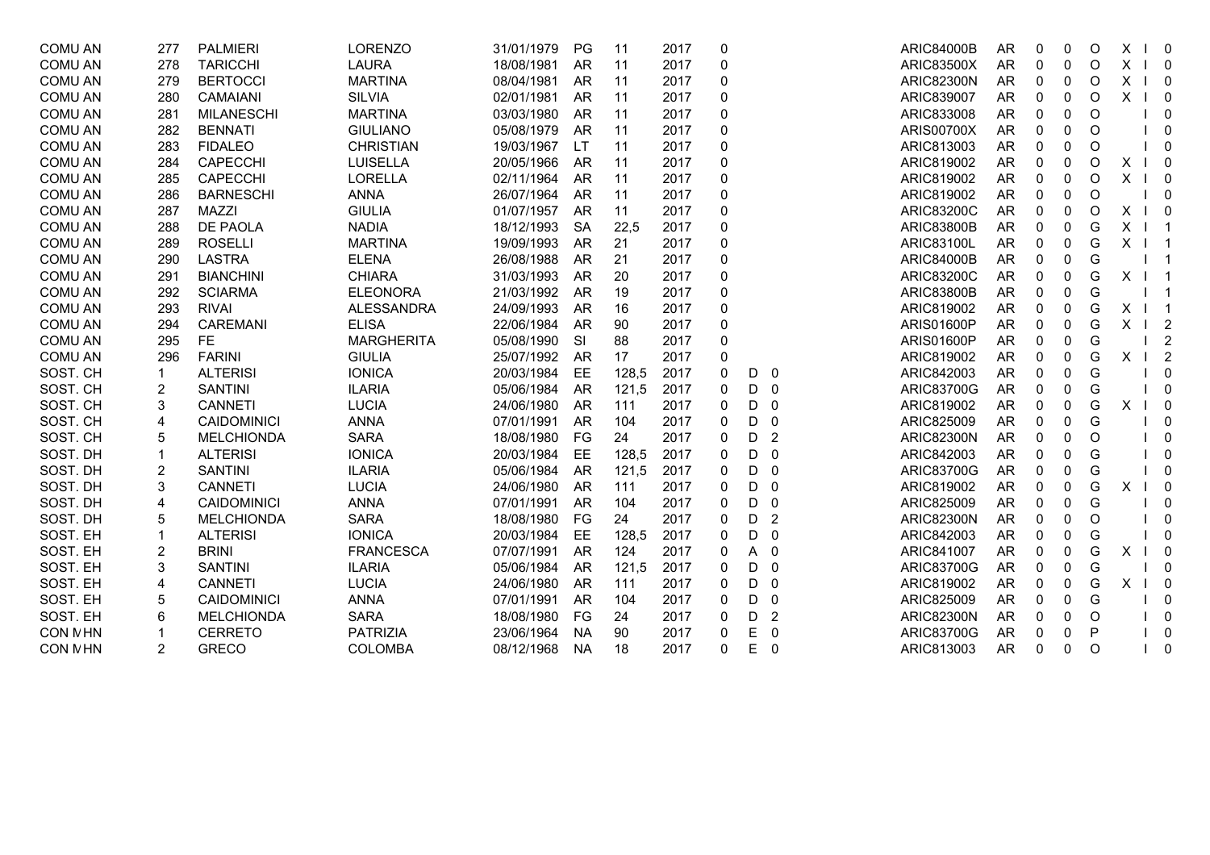| | | | | | | | | | | | | | | | | | | |
|---|---|---|---|---|---|---|---|---|---|---|---|---|---|---|---|---|---|---|
| COMU AN | 277 | PALMIERI | LORENZO | 31/01/1979 | PG | 11 | 2017 | 0 | | | ARIC84000B | AR | 0 | 0 | O | X | I | 0 |
| COMU AN | 278 | TARICCHI | LAURA | 18/08/1981 | AR | 11 | 2017 | 0 | | | ARIC83500X | AR | 0 | 0 | O | X | I | 0 |
| COMU AN | 279 | BERTOCCI | MARTINA | 08/04/1981 | AR | 11 | 2017 | 0 | | | ARIC82300N | AR | 0 | 0 | O | X | I | 0 |
| COMU AN | 280 | CAMAIANI | SILVIA | 02/01/1981 | AR | 11 | 2017 | 0 | | | ARIC839007 | AR | 0 | 0 | O | X | I | 0 |
| COMU AN | 281 | MILANESCHI | MARTINA | 03/03/1980 | AR | 11 | 2017 | 0 | | | ARIC833008 | AR | 0 | 0 | O | | I | 0 |
| COMU AN | 282 | BENNATI | GIULIANO | 05/08/1979 | AR | 11 | 2017 | 0 | | | ARIS00700X | AR | 0 | 0 | O | | I | 0 |
| COMU AN | 283 | FIDALEO | CHRISTIAN | 19/03/1967 | LT | 11 | 2017 | 0 | | | ARIC813003 | AR | 0 | 0 | O | | I | 0 |
| COMU AN | 284 | CAPECCHI | LUISELLA | 20/05/1966 | AR | 11 | 2017 | 0 | | | ARIC819002 | AR | 0 | 0 | O | X | I | 0 |
| COMU AN | 285 | CAPECCHI | LORELLA | 02/11/1964 | AR | 11 | 2017 | 0 | | | ARIC819002 | AR | 0 | 0 | O | X | I | 0 |
| COMU AN | 286 | BARNESCHI | ANNA | 26/07/1964 | AR | 11 | 2017 | 0 | | | ARIC819002 | AR | 0 | 0 | O | | I | 0 |
| COMU AN | 287 | MAZZI | GIULIA | 01/07/1957 | AR | 11 | 2017 | 0 | | | ARIC83200C | AR | 0 | 0 | O | X | I | 0 |
| COMU AN | 288 | DE PAOLA | NADIA | 18/12/1993 | SA | 22,5 | 2017 | 0 | | | ARIC83800B | AR | 0 | 0 | G | X | I | 1 |
| COMU AN | 289 | ROSELLI | MARTINA | 19/09/1993 | AR | 21 | 2017 | 0 | | | ARIC83100L | AR | 0 | 0 | G | X | I | 1 |
| COMU AN | 290 | LASTRA | ELENA | 26/08/1988 | AR | 21 | 2017 | 0 | | | ARIC84000B | AR | 0 | 0 | G | | I | 1 |
| COMU AN | 291 | BIANCHINI | CHIARA | 31/03/1993 | AR | 20 | 2017 | 0 | | | ARIC83200C | AR | 0 | 0 | G | X | I | 1 |
| COMU AN | 292 | SCIARMA | ELEONORA | 21/03/1992 | AR | 19 | 2017 | 0 | | | ARIC83800B | AR | 0 | 0 | G | | I | 1 |
| COMU AN | 293 | RIVAI | ALESSANDRA | 24/09/1993 | AR | 16 | 2017 | 0 | | | ARIC819002 | AR | 0 | 0 | G | X | I | 1 |
| COMU AN | 294 | CAREMANI | ELISA | 22/06/1984 | AR | 90 | 2017 | 0 | | | ARIS01600P | AR | 0 | 0 | G | X | I | 2 |
| COMU AN | 295 | FE | MARGHERITA | 05/08/1990 | SI | 88 | 2017 | 0 | | | ARIS01600P | AR | 0 | 0 | G | | I | 2 |
| COMU AN | 296 | FARINI | GIULIA | 25/07/1992 | AR | 17 | 2017 | 0 | | | ARIC819002 | AR | 0 | 0 | G | X | I | 2 |
| SOST. CH | 1 | ALTERISI | IONICA | 20/03/1984 | EE | 128,5 | 2017 | 0 | D | 0 | ARIC842003 | AR | 0 | 0 | G | | I | 0 |
| SOST. CH | 2 | SANTINI | ILARIA | 05/06/1984 | AR | 121,5 | 2017 | 0 | D | 0 | ARIC83700G | AR | 0 | 0 | G | | I | 0 |
| SOST. CH | 3 | CANNETI | LUCIA | 24/06/1980 | AR | 111 | 2017 | 0 | D | 0 | ARIC819002 | AR | 0 | 0 | G | X | I | 0 |
| SOST. CH | 4 | CAIDOMINICI | ANNA | 07/01/1991 | AR | 104 | 2017 | 0 | D | 0 | ARIC825009 | AR | 0 | 0 | G | | I | 0 |
| SOST. CH | 5 | MELCHIONDA | SARA | 18/08/1980 | FG | 24 | 2017 | 0 | D | 2 | ARIC82300N | AR | 0 | 0 | O | | I | 0 |
| SOST. DH | 1 | ALTERISI | IONICA | 20/03/1984 | EE | 128,5 | 2017 | 0 | D | 0 | ARIC842003 | AR | 0 | 0 | G | | I | 0 |
| SOST. DH | 2 | SANTINI | ILARIA | 05/06/1984 | AR | 121,5 | 2017 | 0 | D | 0 | ARIC83700G | AR | 0 | 0 | G | | I | 0 |
| SOST. DH | 3 | CANNETI | LUCIA | 24/06/1980 | AR | 111 | 2017 | 0 | D | 0 | ARIC819002 | AR | 0 | 0 | G | X | I | 0 |
| SOST. DH | 4 | CAIDOMINICI | ANNA | 07/01/1991 | AR | 104 | 2017 | 0 | D | 0 | ARIC825009 | AR | 0 | 0 | G | | I | 0 |
| SOST. DH | 5 | MELCHIONDA | SARA | 18/08/1980 | FG | 24 | 2017 | 0 | D | 2 | ARIC82300N | AR | 0 | 0 | O | | I | 0 |
| SOST. EH | 1 | ALTERISI | IONICA | 20/03/1984 | EE | 128,5 | 2017 | 0 | D | 0 | ARIC842003 | AR | 0 | 0 | G | | I | 0 |
| SOST. EH | 2 | BRINI | FRANCESCA | 07/07/1991 | AR | 124 | 2017 | 0 | A | 0 | ARIC841007 | AR | 0 | 0 | G | X | I | 0 |
| SOST. EH | 3 | SANTINI | ILARIA | 05/06/1984 | AR | 121,5 | 2017 | 0 | D | 0 | ARIC83700G | AR | 0 | 0 | G | | I | 0 |
| SOST. EH | 4 | CANNETI | LUCIA | 24/06/1980 | AR | 111 | 2017 | 0 | D | 0 | ARIC819002 | AR | 0 | 0 | G | X | I | 0 |
| SOST. EH | 5 | CAIDOMINICI | ANNA | 07/01/1991 | AR | 104 | 2017 | 0 | D | 0 | ARIC825009 | AR | 0 | 0 | G | | I | 0 |
| SOST. EH | 6 | MELCHIONDA | SARA | 18/08/1980 | FG | 24 | 2017 | 0 | D | 2 | ARIC82300N | AR | 0 | 0 | O | | I | 0 |
| CON MHN | 1 | CERRETO | PATRIZIA | 23/06/1964 | NA | 90 | 2017 | 0 | E | 0 | ARIC83700G | AR | 0 | 0 | P | | I | 0 |
| CON MHN | 2 | GRECO | COLOMBA | 08/12/1968 | NA | 18 | 2017 | 0 | E | 0 | ARIC813003 | AR | 0 | 0 | O | | I | 0 |